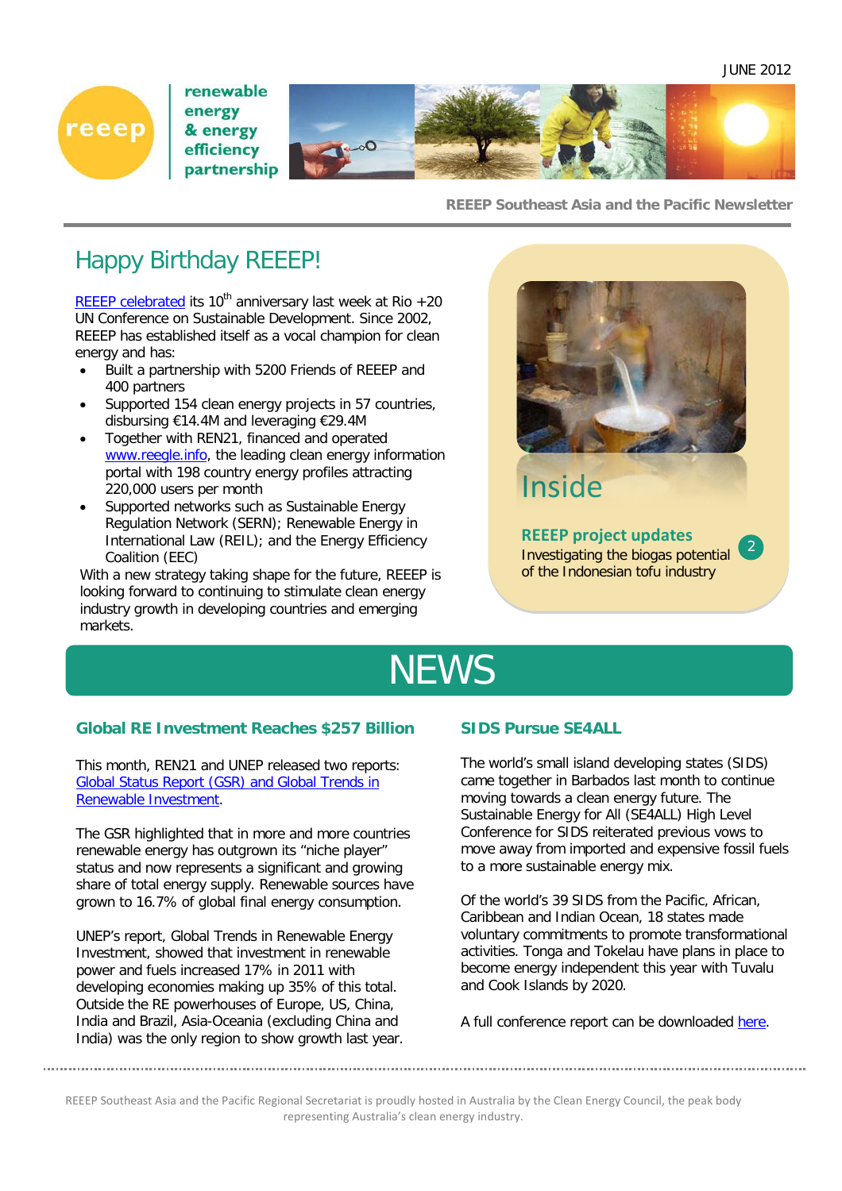JUNE 2012

renewable energy & energy efficiency partnership

**REEEP Southeast Asia and the Pacific Newsletter**

# Happy Birthday REEEP!

REEEP celebrated its 10th anniversary last week at Rio +20 UN Conference on Sustainable Development. Since 2002, REEEP has established itself as a vocal champion for clean energy and has:

- Built a partnership with 5200 Friends of REEEP and 400 partners
- Supported 154 clean energy projects in 57 countries, disbursing €14.4M and leveraging €29.4M
- Together with REN21, financed and operated www.reegle.info, the leading clean energy information portal with 198 country energy profiles attracting 220,000 users per month
- Supported networks such as Sustainable Energy Regulation Network (SERN); Renewable Energy in International Law (REIL); and the Energy Efficiency Coalition (EEC)

With a new strategy taking shape for the future, REEEP is looking forward to continuing to stimulate clean energy industry growth in developing countries and emerging markets.

## Inside

**REEEP project updates** — 2
Investigating the biogas potential of the Indonesian tofu industry

# NEWS

### Global RE Investment Reaches $257 Billion

This month, REN21 and UNEP released two reports: Global Status Report (GSR) and Global Trends in Renewable Investment.

The GSR highlighted that in more and more countries renewable energy has outgrown its "niche player" status and now represents a significant and growing share of total energy supply. Renewable sources have grown to 16.7% of global final energy consumption.

UNEP's report, Global Trends in Renewable Energy Investment, showed that investment in renewable power and fuels increased 17% in 2011 with developing economies making up 35% of this total. Outside the RE powerhouses of Europe, US, China, India and Brazil, Asia-Oceania (excluding China and India) was the only region to show growth last year.

### SIDS Pursue SE4ALL

The world's small island developing states (SIDS) came together in Barbados last month to continue moving towards a clean energy future. The Sustainable Energy for All (SE4ALL) High Level Conference for SIDS reiterated previous vows to move away from imported and expensive fossil fuels to a more sustainable energy mix.

Of the world's 39 SIDS from the Pacific, African, Caribbean and Indian Ocean, 18 states made voluntary commitments to promote transformational activities. Tonga and Tokelau have plans in place to become energy independent this year with Tuvalu and Cook Islands by 2020.

A full conference report can be downloaded here.

REEEP Southeast Asia and the Pacific Regional Secretariat is proudly hosted in Australia by the Clean Energy Council, the peak body representing Australia's clean energy industry.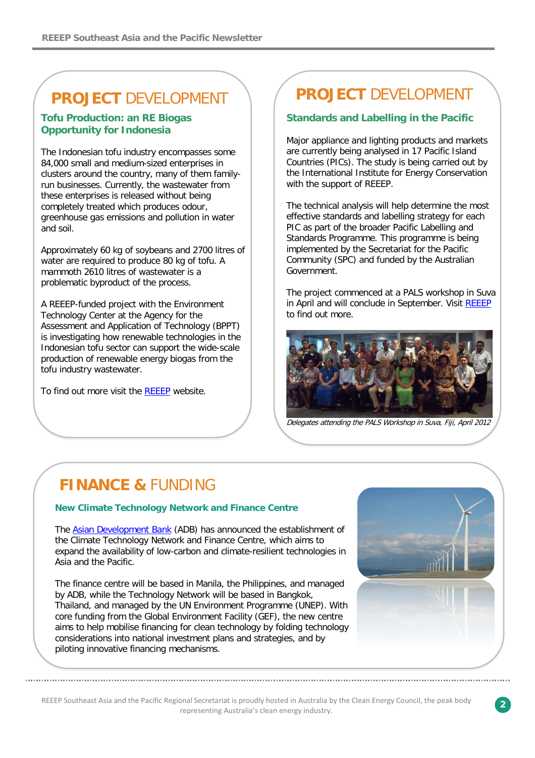## PROJECT DEVELOPMENT

### Tofu Production: an RE Biogas Opportunity for Indonesia

The Indonesian tofu industry encompasses some 84,000 small and medium-sized enterprises in clusters around the country, many of them family-run businesses. Currently, the wastewater from these enterprises is released without being completely treated which produces odour, greenhouse gas emissions and pollution in water and soil.

Approximately 60 kg of soybeans and 2700 litres of water are required to produce 80 kg of tofu. A mammoth 2610 litres of wastewater is a problematic byproduct of the process.

A REEEP-funded project with the Environment Technology Center at the Agency for the Assessment and Application of Technology (BPPT) is investigating how renewable technologies in the Indonesian tofu sector can support the wide-scale production of renewable energy biogas from the tofu industry wastewater.

To find out more visit the REEEP website.

## PROJECT DEVELOPMENT

### Standards and Labelling in the Pacific

Major appliance and lighting products and markets are currently being analysed in 17 Pacific Island Countries (PICs). The study is being carried out by the International Institute for Energy Conservation with the support of REEEP.

The technical analysis will help determine the most effective standards and labelling strategy for each PIC as part of the broader Pacific Labelling and Standards Programme. This programme is being implemented by the Secretariat for the Pacific Community (SPC) and funded by the Australian Government.

The project commenced at a PALS workshop in Suva in April and will conclude in September. Visit REEEP to find out more.

*Delegates attending the PALS Workshop in Suva, Fiji, April 2012*

## FINANCE & FUNDING

### New Climate Technology Network and Finance Centre

The Asian Development Bank (ADB) has announced the establishment of the Climate Technology Network and Finance Centre, which aims to expand the availability of low-carbon and climate-resilient technologies in Asia and the Pacific.

The finance centre will be based in Manila, the Philippines, and managed by ADB, while the Technology Network will be based in Bangkok, Thailand, and managed by the UN Environment Programme (UNEP). With core funding from the Global Environment Facility (GEF), the new centre aims to help mobilise financing for clean technology by folding technology considerations into national investment plans and strategies, and by piloting innovative financing mechanisms.

REEEP Southeast Asia and the Pacific Regional Secretariat is proudly hosted in Australia by the Clean Energy Council, the peak body representing Australia's clean energy industry.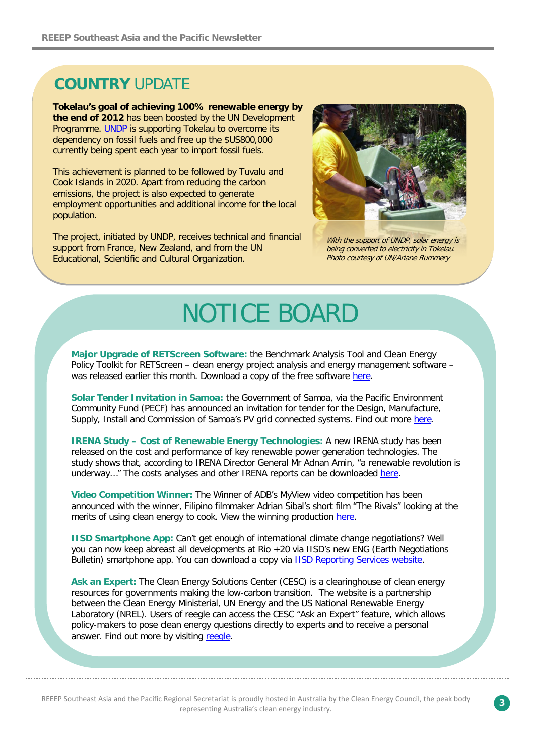## COUNTRY UPDATE

**Tokelau's goal of achieving 100% renewable energy by the end of 2012** has been boosted by the UN Development Programme. UNDP is supporting Tokelau to overcome its dependency on fossil fuels and free up the $US800,000 currently being spent each year to import fossil fuels.

This achievement is planned to be followed by Tuvalu and Cook Islands in 2020. Apart from reducing the carbon emissions, the project is also expected to generate employment opportunities and additional income for the local population.

The project, initiated by UNDP, receives technical and financial support from France, New Zealand, and from the UN Educational, Scientific and Cultural Organization.

*With the support of UNDP, solar energy is being converted to electricity in Tokelau. Photo courtesy of UN/Ariane Rummery*

# NOTICE BOARD

**Major Upgrade of RETScreen Software:** the Benchmark Analysis Tool and Clean Energy Policy Toolkit for RETScreen – clean energy project analysis and energy management software – was released earlier this month. Download a copy of the free software here.

**Solar Tender Invitation in Samoa:** the Government of Samoa, via the Pacific Environment Community Fund (PECF) has announced an invitation for tender for the Design, Manufacture, Supply, Install and Commission of Samoa's PV grid connected systems. Find out more here.

**IRENA Study – Cost of Renewable Energy Technologies:** A new IRENA study has been released on the cost and performance of key renewable power generation technologies. The study shows that, according to IRENA Director General Mr Adnan Amin, "a renewable revolution is underway…" The costs analyses and other IRENA reports can be downloaded here.

**Video Competition Winner:** The Winner of ADB's MyView video competition has been announced with the winner, Filipino filmmaker Adrian Sibal's short film "The Rivals" looking at the merits of using clean energy to cook. View the winning production here.

**IISD Smartphone App:** Can't get enough of international climate change negotiations? Well you can now keep abreast all developments at Rio +20 via IISD's new ENG (Earth Negotiations Bulletin) smartphone app. You can download a copy via IISD Reporting Services website.

**Ask an Expert:** The Clean Energy Solutions Center (CESC) is a clearinghouse of clean energy resources for governments making the low-carbon transition. The website is a partnership between the Clean Energy Ministerial, UN Energy and the US National Renewable Energy Laboratory (NREL). Users of reegle can access the CESC "Ask an Expert" feature, which allows policy-makers to pose clean energy questions directly to experts and to receive a personal answer. Find out more by visiting reegle.

REEEP Southeast Asia and the Pacific Regional Secretariat is proudly hosted in Australia by the Clean Energy Council, the peak body representing Australia's clean energy industry.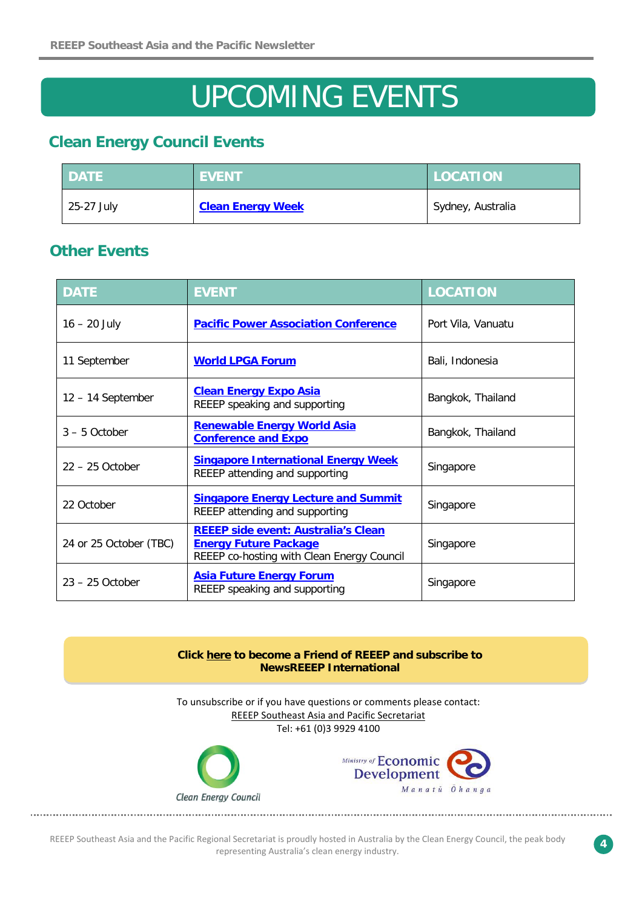# UPCOMING EVENTS

## Clean Energy Council Events

| DATE | EVENT | LOCATION |
|---|---|---|
| 25-27 July | **Clean Energy Week** | Sydney, Australia |

## Other Events

| DATE | EVENT | LOCATION |
|---|---|---|
| 16 – 20 July | **Pacific Power Association Conference** | Port Vila, Vanuatu |
| 11 September | **World LPGA Forum** | Bali, Indonesia |
| 12 – 14 September | **Clean Energy Expo Asia** REEEP speaking and supporting | Bangkok, Thailand |
| 3 – 5 October | **Renewable Energy World Asia Conference and Expo** | Bangkok, Thailand |
| 22 – 25 October | **Singapore International Energy Week** REEEP attending and supporting | Singapore |
| 22 October | **Singapore Energy Lecture and Summit** REEEP attending and supporting | Singapore |
| 24 or 25 October (TBC) | **REEEP side event: Australia's Clean Energy Future Package** REEEP co-hosting with Clean Energy Council | Singapore |
| 23 – 25 October | **Asia Future Energy Forum** REEEP speaking and supporting | Singapore |

**Click here to become a Friend of REEEP and subscribe to NewsREEEP International**

To unsubscribe or if you have questions or comments please contact:
REEEP Southeast Asia and Pacific Secretariat
Tel: +61 (0)3 9929 4100

Clean Energy Council

Ministry of Economic Development Manatū Ōhanga

REEEP Southeast Asia and the Pacific Regional Secretariat is proudly hosted in Australia by the Clean Energy Council, the peak body representing Australia's clean energy industry.